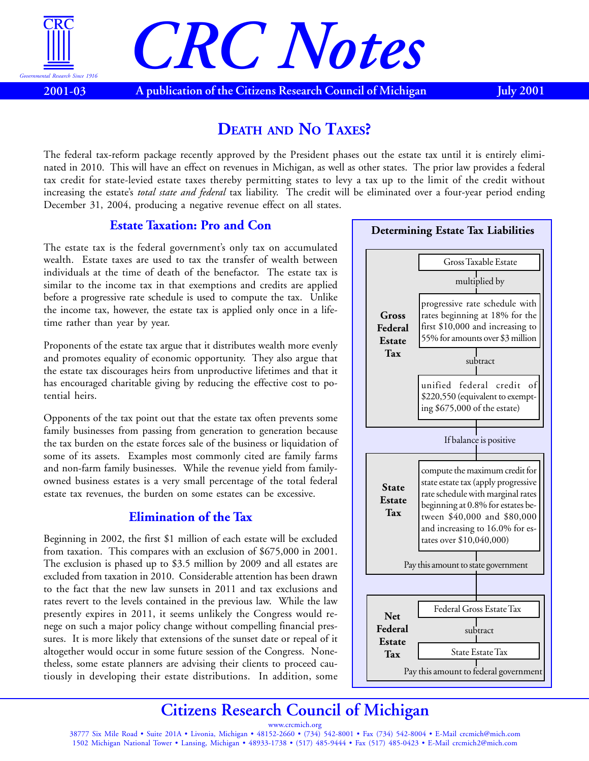# CRC Notes

**2001-03** A publication of the Citizens Research Council of Michigan **July 2001**

## Death and No Taxes?

The federal tax-reform package recently approved by the President phases out the estate tax until it is entirely eliminated in 2010. This will have an effect on revenues in Michigan, as well as other states. The prior law provides a federal tax credit for state-levied estate taxes thereby permitting states to levy a tax up to the limit of the credit without increasing the estate's *total state and federal* tax liability. The credit will be eliminated over a four-year period ending December 31, 2004, producing a negative revenue effect on all states.

### Estate Taxation: Pro and Con

The estate tax is the federal government's only tax on accumulated wealth. Estate taxes are used to tax the transfer of wealth between individuals at the time of death of the benefactor. The estate tax is similar to the income tax in that exemptions and credits are applied before a progressive rate schedule is used to compute the tax. Unlike the income tax, however, the estate tax is applied only once in a lifetime rather than year by year.

Proponents of the estate tax argue that it distributes wealth more evenly and promotes equality of economic opportunity. They also argue that the estate tax discourages heirs from unproductive lifetimes and that it has encouraged charitable giving by reducing the effective cost to potential heirs.

Opponents of the tax point out that the estate tax often prevents some family businesses from passing from generation to generation because the tax burden on the estate forces sale of the business or liquidation of some of its assets. Examples most commonly cited are family farms and non-farm family businesses. While the revenue yield from family-owned business estates is a very small percentage of the total federal estate tax revenues, the burden on some estates can be excessive.

### Elimination of the Tax

Beginning in 2002, the first $1 million of each estate will be excluded from taxation. This compares with an exclusion of $675,000 in 2001. The exclusion is phased up to $3.5 million by 2009 and all estates are excluded from taxation in 2010. Considerable attention has been drawn to the fact that the new law sunsets in 2011 and tax exclusions and rates revert to the levels contained in the previous law. While the law presently expires in 2011, it seems unlikely the Congress would renege on such a major policy change without compelling financial pressures. It is more likely that extensions of the sunset date or repeal of it altogether would occur in some future session of the Congress. Nonetheless, some estate planners are advising their clients to proceed cautiously in developing their estate distributions. In addition, some

**Determining Estate Tax Liabilities**

**Gross Federal Estate Tax**

- Gross Taxable Estate
- multiplied by
- progressive rate schedule with rates beginning at 18% for the first $10,000 and increasing to 55% for amounts over $3 million
- subtract
- unified federal credit of $220,550 (equivalent to exempting $675,000 of the estate)

If balance is positive

**State Estate Tax**

- compute the maximum credit for state estate tax (apply progressive rate schedule with marginal rates beginning at 0.8% for estates between $40,000 and $80,000 and increasing to 16.0% for estates over $10,040,000)

Pay this amount to state government

**Net Federal Estate Tax**

- Federal Gross Estate Tax
- subtract
- State Estate Tax

Pay this amount to federal government

**Citizens Research Council of Michigan**

www.crcmich.org

38777 Six Mile Road • Suite 201A • Livonia, Michigan • 48152-2660 • (734) 542-8001 • Fax (734) 542-8004 • E-Mail crcmich@mich.com

1502 Michigan National Tower • Lansing, Michigan • 48933-1738 • (517) 485-9444 • Fax (517) 485-0423 • E-Mail crcmich2@mich.com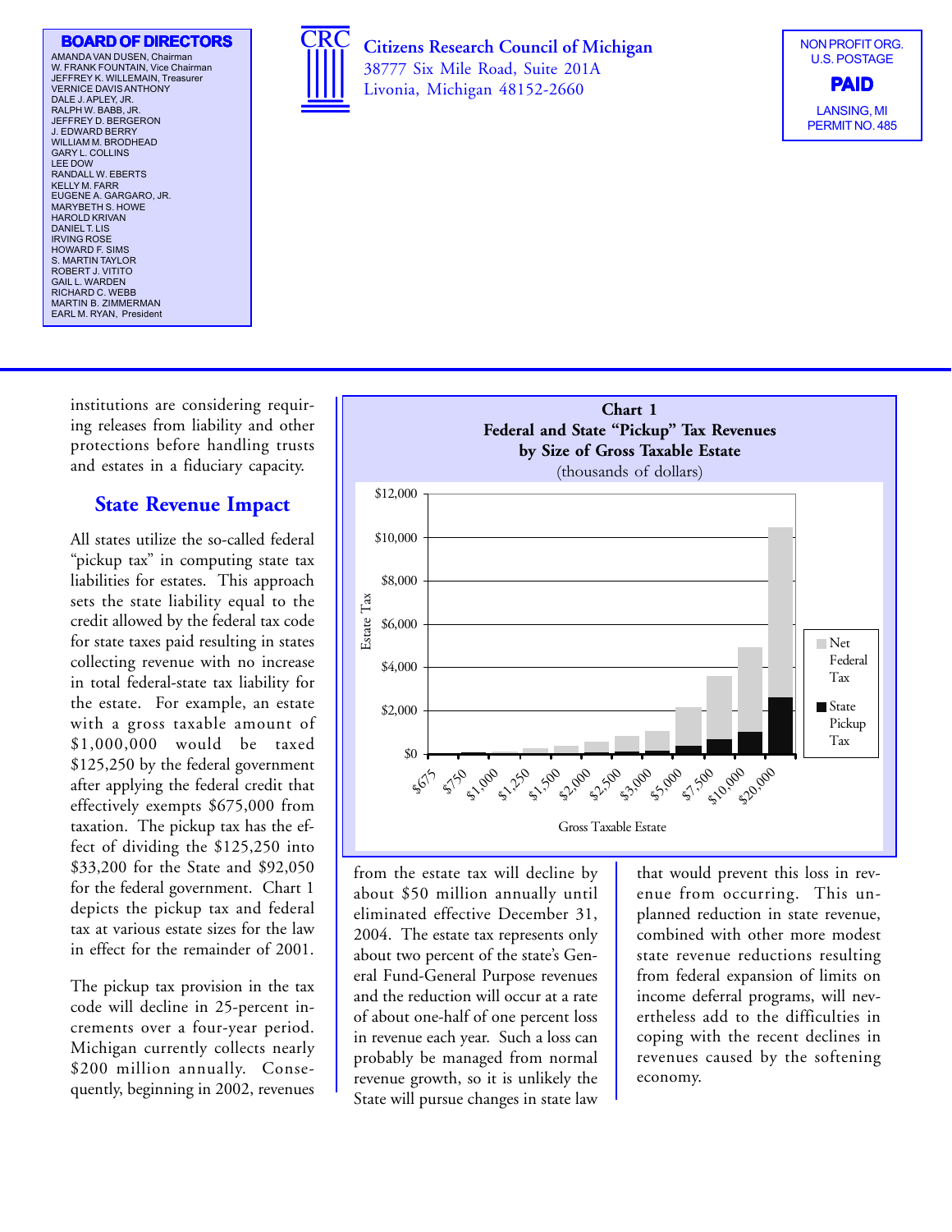**BOARD OF DIRECTORS**

AMANDA VAN DUSEN, Chairman
W. FRANK FOUNTAIN, Vice Chairman
JEFFREY K. WILLEMAIN, Treasurer
VERNICE DAVIS ANTHONY
DALE J. APLEY, JR.
RALPH W. BABB, JR.
JEFFREY D. BERGERON
J. EDWARD BERRY
WILLIAM M. BRODHEAD
GARY L. COLLINS
LEE DOW
RANDALL W. EBERTS
KELLY M. FARR
EUGENE A. GARGARO, JR.
MARYBETH S. HOWE
HAROLD KRIVAN
DANIEL T. LIS
IRVING ROSE
HOWARD F. SIMS
S. MARTIN TAYLOR
ROBERT J. VITITO
GAIL L. WARDEN
RICHARD C. WEBB
MARTIN B. ZIMMERMAN
EARL M. RYAN, President

CRC

**Citizens Research Council of Michigan**
38777 Six Mile Road, Suite 201A
Livonia, Michigan 48152-2660

NON PROFIT ORG.
U.S. POSTAGE
**PAID**
LANSING, MI
PERMIT NO. 485

institutions are considering requiring releases from liability and other protections before handling trusts and estates in a fiduciary capacity.

## State Revenue Impact

All states utilize the so-called federal "pickup tax" in computing state tax liabilities for estates. This approach sets the state liability equal to the credit allowed by the federal tax code for state taxes paid resulting in states collecting revenue with no increase in total federal-state tax liability for the estate. For example, an estate with a gross taxable amount of $1,000,000 would be taxed $125,250 by the federal government after applying the federal credit that effectively exempts $675,000 from taxation. The pickup tax has the effect of dividing the $125,250 into $33,200 for the State and $92,050 for the federal government. Chart 1 depicts the pickup tax and federal tax at various estate sizes for the law in effect for the remainder of 2001.

**Chart 1**
**Federal and State "Pickup" Tax Revenues**
**by Size of Gross Taxable Estate**
(thousands of dollars)

Estate Tax
$12,000
$10,000
$8,000
$6,000
$4,000
$2,000
$0

$675 $750 $1,000 $1,250 $1,500 $2,000 $2,500 $3,000 $5,000 $7,500 $10,000 $20,000

Gross Taxable Estate

Net Federal Tax
State Pickup Tax

The pickup tax provision in the tax code will decline in 25-percent increments over a four-year period. Michigan currently collects nearly $200 million annually. Consequently, beginning in 2002, revenues from the estate tax will decline by about $50 million annually until eliminated effective December 31, 2004. The estate tax represents only about two percent of the state's General Fund-General Purpose revenues and the reduction will occur at a rate of about one-half of one percent loss in revenue each year. Such a loss can probably be managed from normal revenue growth, so it is unlikely the State will pursue changes in state law that would prevent this loss in revenue from occurring. This unplanned reduction in state revenue, combined with other more modest state revenue reductions resulting from federal expansion of limits on income deferral programs, will nevertheless add to the difficulties in coping with the recent declines in revenues caused by the softening economy.